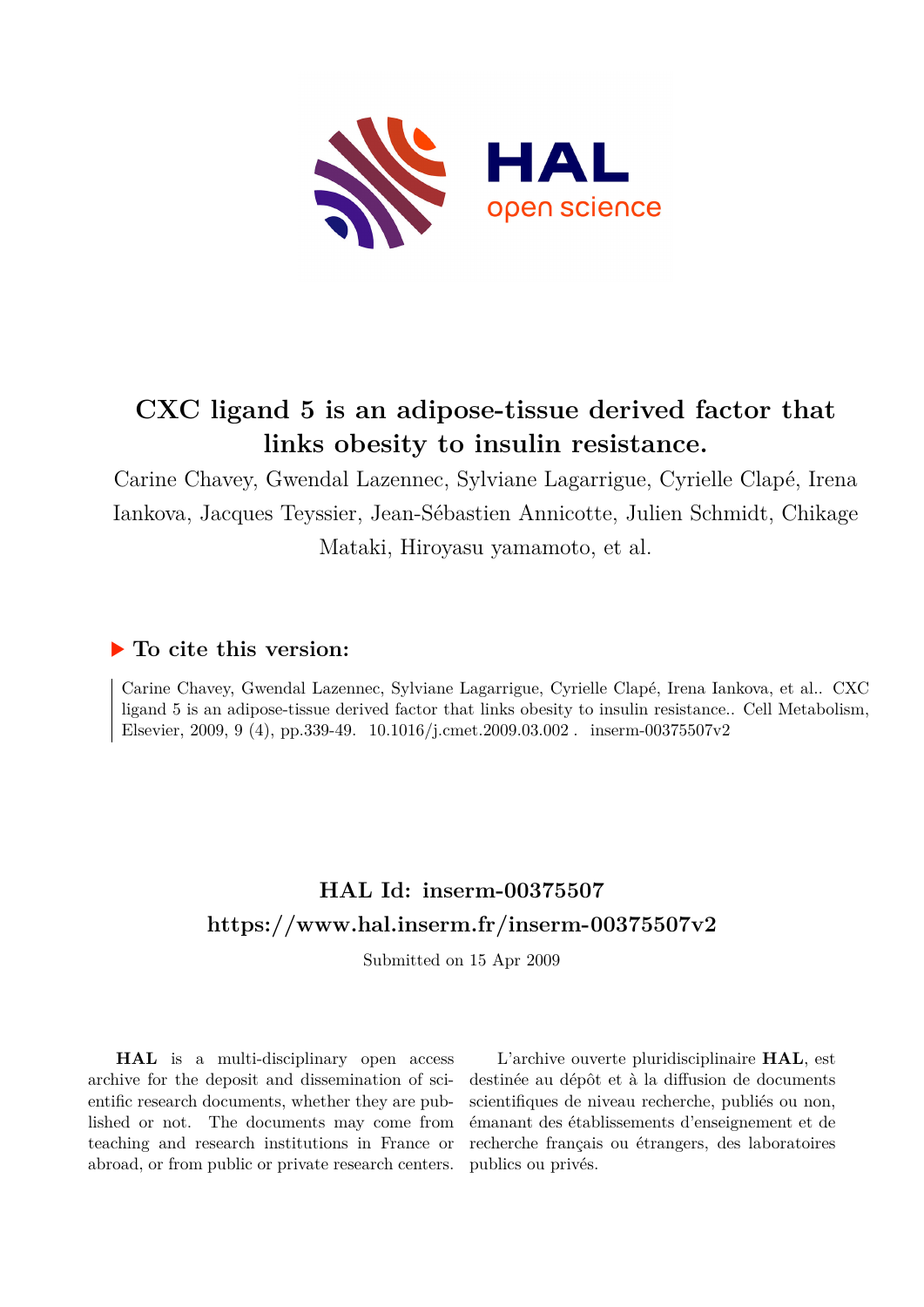# CXC ligand 5 is an adipose-tissue derived factor that links obesity to insulin resistance.

Carine Chavey, Gwendal Lazennec, Sylviane Lagarrigue, Cyrielle Clapé, Irena Iankova, Jacques Teyssier, Jean-Sébastien Annicotte, Julien Schmidt, Chikage Mataki, Hiroyasu yamamoto, et al.

## ▶ To cite this version:

Carine Chavey, Gwendal Lazennec, Sylviane Lagarrigue, Cyrielle Clapé, Irena Iankova, et al.. CXC ligand 5 is an adipose-tissue derived factor that links obesity to insulin resistance.. Cell Metabolism, Elsevier, 2009, 9 (4), pp.339-49. 10.1016/j.cmet.2009.03.002 . inserm-00375507v2

## HAL Id: inserm-00375507

## https://www.hal.inserm.fr/inserm-00375507v2

Submitted on 15 Apr 2009

**HAL** is a multi-disciplinary open access archive for the deposit and dissemination of scientific research documents, whether they are published or not. The documents may come from teaching and research institutions in France or abroad, or from public or private research centers.

L'archive ouverte pluridisciplinaire **HAL**, est destinée au dépôt et à la diffusion de documents scientifiques de niveau recherche, publiés ou non, émanant des établissements d'enseignement et de recherche français ou étrangers, des laboratoires publics ou privés.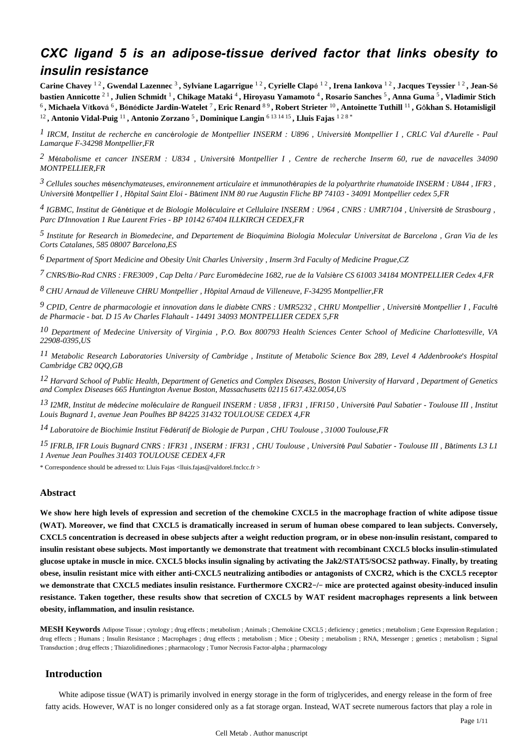# CXC ligand 5 is an adipose-tissue derived factor that links obesity to insulin resistance

**Carine Chavey** [1 2] **, Gwendal Lazennec** [3] **, Sylviane Lagarrigue** [1 2] **, Cyrielle Clapé** [1 2] **, Irena Iankova** [1 2] **, Jacques Teyssier** [1 2] **, Jean-Sébastien Annicotte** [2 1] **, Julien Schmidt** [1] **, Chikage Mataki** [4] **, Hiroyasu Yamamoto** [4] **, Rosario Sanches** [5] **, Anna Guma** [5] **, Vladimir Stich** [6] **, Michaela Vítková** [6] **, Bénédicte Jardin-Watelet** [7] **, Eric Renard** [8 9] **, Robert Strieter** [10] **, Antoinette Tuthill** [11] **, Gôkhan S. Hotamisligil** [12] **, Antonio Vidal-Puig** [11] **, Antonio Zorzano** [5] **, Dominique Langin** [6 13 14 15] **, Lluis Fajas** [1 2 8 *]

*[1] IRCM, Institut de recherche en cancérologie de Montpellier INSERM : U896 , Université Montpellier I , CRLC Val d'Aurelle - Paul Lamarque F-34298 Montpellier,FR*

*[2] Métabolisme et cancer INSERM : U834 , Université Montpellier I , Centre de recherche Inserm 60, rue de navacelles 34090 MONTPELLIER,FR*

*[3] Cellules souches mésenchymateuses, environnement articulaire et immunothérapies de la polyarthrite rhumatoide INSERM : U844 , IFR3 , Université Montpellier I , Hôpital Saint Eloi - Bâtiment INM 80 rue Augustin Fliche BP 74103 - 34091 Montpellier cedex 5,FR*

*[4] IGBMC, Institut de Génétique et de Biologie Moléculaire et Cellulaire INSERM : U964 , CNRS : UMR7104 , Université de Strasbourg , Parc D'Innovation 1 Rue Laurent Fries - BP 10142 67404 ILLKIRCH CEDEX,FR*

*[5] Institute for Research in Biomedecine, and Departement de Bioquimina Biologia Molecular Universitat de Barcelona , Gran Via de les Corts Catalanes, 585 08007 Barcelona,ES*

*[6] Department of Sport Medicine and Obesity Unit Charles University , Inserm 3rd Faculty of Medicine Prague,CZ*

*[7] CNRS/Bio-Rad CNRS : FRE3009 , Cap Delta / Parc Euromédecine 1682, rue de la Valsière CS 61003 34184 MONTPELLIER Cedex 4,FR*

*[8] CHU Arnaud de Villeneuve CHRU Montpellier , Hôpital Arnaud de Villeneuve, F-34295 Montpellier,FR*

*[9] CPID, Centre de pharmacologie et innovation dans le diabète CNRS : UMR5232 , CHRU Montpellier , Université Montpellier I , Faculté de Pharmacie - bat. D 15 Av Charles Flahault - 14491 34093 MONTPELLIER CEDEX 5,FR*

*[10] Department of Medecine University of Virginia , P.O. Box 800793 Health Sciences Center School of Medicine Charlottesville, VA 22908-0395,US*

*[11] Metabolic Research Laboratories University of Cambridge , Institute of Metabolic Science Box 289, Level 4 Addenbrooke's Hospital Cambridge CB2 0QQ,GB*

*[12] Harvard School of Public Health, Department of Genetics and Complex Diseases, Boston University of Harvard , Department of Genetics and Complex Diseases 665 Huntington Avenue Boston, Massachusetts 02115 617.432.0054,US*

*[13] I2MR, Institut de médecine moléculaire de Rangueil INSERM : U858 , IFR31 , IFR150 , Université Paul Sabatier - Toulouse III , Institut Louis Bugnard 1, avenue Jean Poulhes BP 84225 31432 TOULOUSE CEDEX 4,FR*

*[14] Laboratoire de Biochimie Institut Fédératif de Biologie de Purpan , CHU Toulouse , 31000 Toulouse,FR*

*[15] IFRLB, IFR Louis Bugnard CNRS : IFR31 , INSERM : IFR31 , CHU Toulouse , Université Paul Sabatier - Toulouse III , Bâtiments L3 L1 1 Avenue Jean Poulhes 31403 TOULOUSE CEDEX 4,FR*

\* Correspondence should be adressed to: Lluis Fajas <lluis.fajas@valdorel.fnclcc.fr >

### Abstract

**We show here high levels of expression and secretion of the chemokine CXCL5 in the macrophage fraction of white adipose tissue (WAT). Moreover, we find that CXCL5 is dramatically increased in serum of human obese compared to lean subjects. Conversely, CXCL5 concentration is decreased in obese subjects after a weight reduction program, or in obese non-insulin resistant, compared to insulin resistant obese subjects. Most importantly we demonstrate that treatment with recombinant CXCL5 blocks insulin-stimulated glucose uptake in muscle in mice. CXCL5 blocks insulin signaling by activating the Jak2/STAT5/SOCS2 pathway. Finally, by treating obese, insulin resistant mice with either anti-CXCL5 neutralizing antibodies or antagonists of CXCR2, which is the CXCL5 receptor we demonstrate that CXCL5 mediates insulin resistance. Furthermore CXCR2−/− mice are protected against obesity-induced insulin resistance. Taken together, these results show that secretion of CXCL5 by WAT resident macrophages represents a link between obesity, inflammation, and insulin resistance.**

**MESH Keywords** Adipose Tissue ; cytology ; drug effects ; metabolism ; Animals ; Chemokine CXCL5 ; deficiency ; genetics ; metabolism ; Gene Expression Regulation ; drug effects ; Humans ; Insulin Resistance ; Macrophages ; drug effects ; metabolism ; Mice ; Obesity ; metabolism ; RNA, Messenger ; genetics ; metabolism ; Signal Transduction ; drug effects ; Thiazolidinediones ; pharmacology ; Tumor Necrosis Factor-alpha ; pharmacology

## Introduction

White adipose tissue (WAT) is primarily involved in energy storage in the form of triglycerides, and energy release in the form of free fatty acids. However, WAT is no longer considered only as a fat storage organ. Instead, WAT secrete numerous factors that play a role in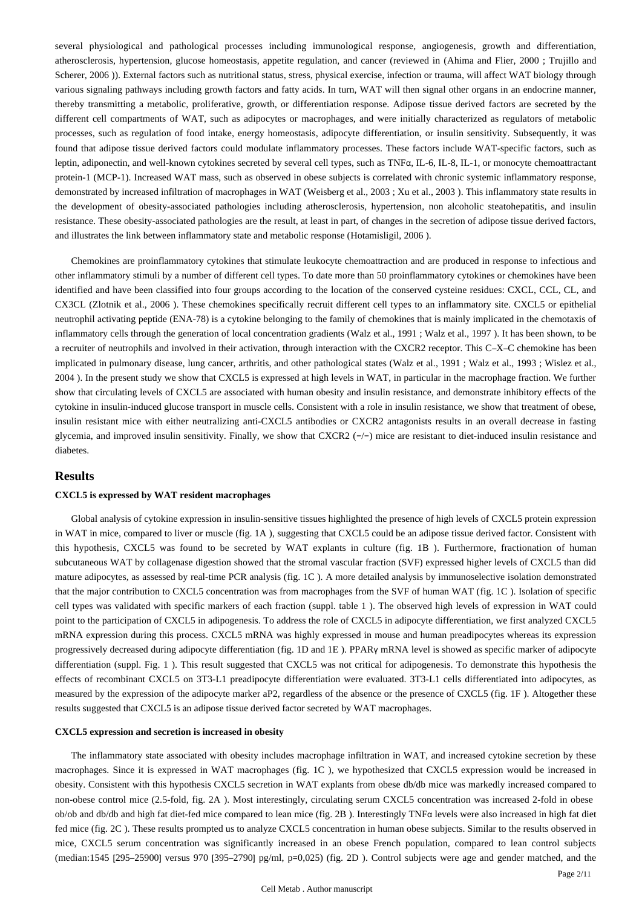several physiological and pathological processes including immunological response, angiogenesis, growth and differentiation, atherosclerosis, hypertension, glucose homeostasis, appetite regulation, and cancer (reviewed in (Ahima and Flier, 2000 ; Trujillo and Scherer, 2006 )). External factors such as nutritional status, stress, physical exercise, infection or trauma, will affect WAT biology through various signaling pathways including growth factors and fatty acids. In turn, WAT will then signal other organs in an endocrine manner, thereby transmitting a metabolic, proliferative, growth, or differentiation response. Adipose tissue derived factors are secreted by the different cell compartments of WAT, such as adipocytes or macrophages, and were initially characterized as regulators of metabolic processes, such as regulation of food intake, energy homeostasis, adipocyte differentiation, or insulin sensitivity. Subsequently, it was found that adipose tissue derived factors could modulate inflammatory processes. These factors include WAT-specific factors, such as leptin, adiponectin, and well-known cytokines secreted by several cell types, such as TNFα, IL-6, IL-8, IL-1, or monocyte chemoattractant protein-1 (MCP-1). Increased WAT mass, such as observed in obese subjects is correlated with chronic systemic inflammatory response, demonstrated by increased infiltration of macrophages in WAT (Weisberg et al., 2003 ; Xu et al., 2003 ). This inflammatory state results in the development of obesity-associated pathologies including atherosclerosis, hypertension, non alcoholic steatohepatitis, and insulin resistance. These obesity-associated pathologies are the result, at least in part, of changes in the secretion of adipose tissue derived factors, and illustrates the link between inflammatory state and metabolic response (Hotamisligil, 2006 ).

Chemokines are proinflammatory cytokines that stimulate leukocyte chemoattraction and are produced in response to infectious and other inflammatory stimuli by a number of different cell types. To date more than 50 proinflammatory cytokines or chemokines have been identified and have been classified into four groups according to the location of the conserved cysteine residues: CXCL, CCL, CL, and CX3CL (Zlotnik et al., 2006 ). These chemokines specifically recruit different cell types to an inflammatory site. CXCL5 or epithelial neutrophil activating peptide (ENA-78) is a cytokine belonging to the family of chemokines that is mainly implicated in the chemotaxis of inflammatory cells through the generation of local concentration gradients (Walz et al., 1991 ; Walz et al., 1997 ). It has been shown, to be a recruiter of neutrophils and involved in their activation, through interaction with the CXCR2 receptor. This C–X–C chemokine has been implicated in pulmonary disease, lung cancer, arthritis, and other pathological states (Walz et al., 1991 ; Walz et al., 1993 ; Wislez et al., 2004 ). In the present study we show that CXCL5 is expressed at high levels in WAT, in particular in the macrophage fraction. We further show that circulating levels of CXCL5 are associated with human obesity and insulin resistance, and demonstrate inhibitory effects of the cytokine in insulin-induced glucose transport in muscle cells. Consistent with a role in insulin resistance, we show that treatment of obese, insulin resistant mice with either neutralizing anti-CXCL5 antibodies or CXCR2 antagonists results in an overall decrease in fasting glycemia, and improved insulin sensitivity. Finally, we show that CXCR2 (−/−) mice are resistant to diet-induced insulin resistance and diabetes.

## Results

### CXCL5 is expressed by WAT resident macrophages

Global analysis of cytokine expression in insulin-sensitive tissues highlighted the presence of high levels of CXCL5 protein expression in WAT in mice, compared to liver or muscle (fig. 1A ), suggesting that CXCL5 could be an adipose tissue derived factor. Consistent with this hypothesis, CXCL5 was found to be secreted by WAT explants in culture (fig. 1B ). Furthermore, fractionation of human subcutaneous WAT by collagenase digestion showed that the stromal vascular fraction (SVF) expressed higher levels of CXCL5 than did mature adipocytes, as assessed by real-time PCR analysis (fig. 1C ). A more detailed analysis by immunoselective isolation demonstrated that the major contribution to CXCL5 concentration was from macrophages from the SVF of human WAT (fig. 1C ). Isolation of specific cell types was validated with specific markers of each fraction (suppl. table 1 ). The observed high levels of expression in WAT could point to the participation of CXCL5 in adipogenesis. To address the role of CXCL5 in adipocyte differentiation, we first analyzed CXCL5 mRNA expression during this process. CXCL5 mRNA was highly expressed in mouse and human preadipocytes whereas its expression progressively decreased during adipocyte differentiation (fig. 1D and 1E ). PPARγ mRNA level is showed as specific marker of adipocyte differentiation (suppl. Fig. 1 ). This result suggested that CXCL5 was not critical for adipogenesis. To demonstrate this hypothesis the effects of recombinant CXCL5 on 3T3-L1 preadipocyte differentiation were evaluated. 3T3-L1 cells differentiated into adipocytes, as measured by the expression of the adipocyte marker aP2, regardless of the absence or the presence of CXCL5 (fig. 1F ). Altogether these results suggested that CXCL5 is an adipose tissue derived factor secreted by WAT macrophages.

### CXCL5 expression and secretion is increased in obesity

The inflammatory state associated with obesity includes macrophage infiltration in WAT, and increased cytokine secretion by these macrophages. Since it is expressed in WAT macrophages (fig. 1C ), we hypothesized that CXCL5 expression would be increased in obesity. Consistent with this hypothesis CXCL5 secretion in WAT explants from obese db/db mice was markedly increased compared to non-obese control mice (2.5-fold, fig. 2A ). Most interestingly, circulating serum CXCL5 concentration was increased 2-fold in obese ob/ob and db/db and high fat diet-fed mice compared to lean mice (fig. 2B ). Interestingly TNFα levels were also increased in high fat diet fed mice (fig. 2C ). These results prompted us to analyze CXCL5 concentration in human obese subjects. Similar to the results observed in mice, CXCL5 serum concentration was significantly increased in an obese French population, compared to lean control subjects (median:1545 [295–25900] versus 970 [395–2790] pg/ml, p=0,025) (fig. 2D ). Control subjects were age and gender matched, and the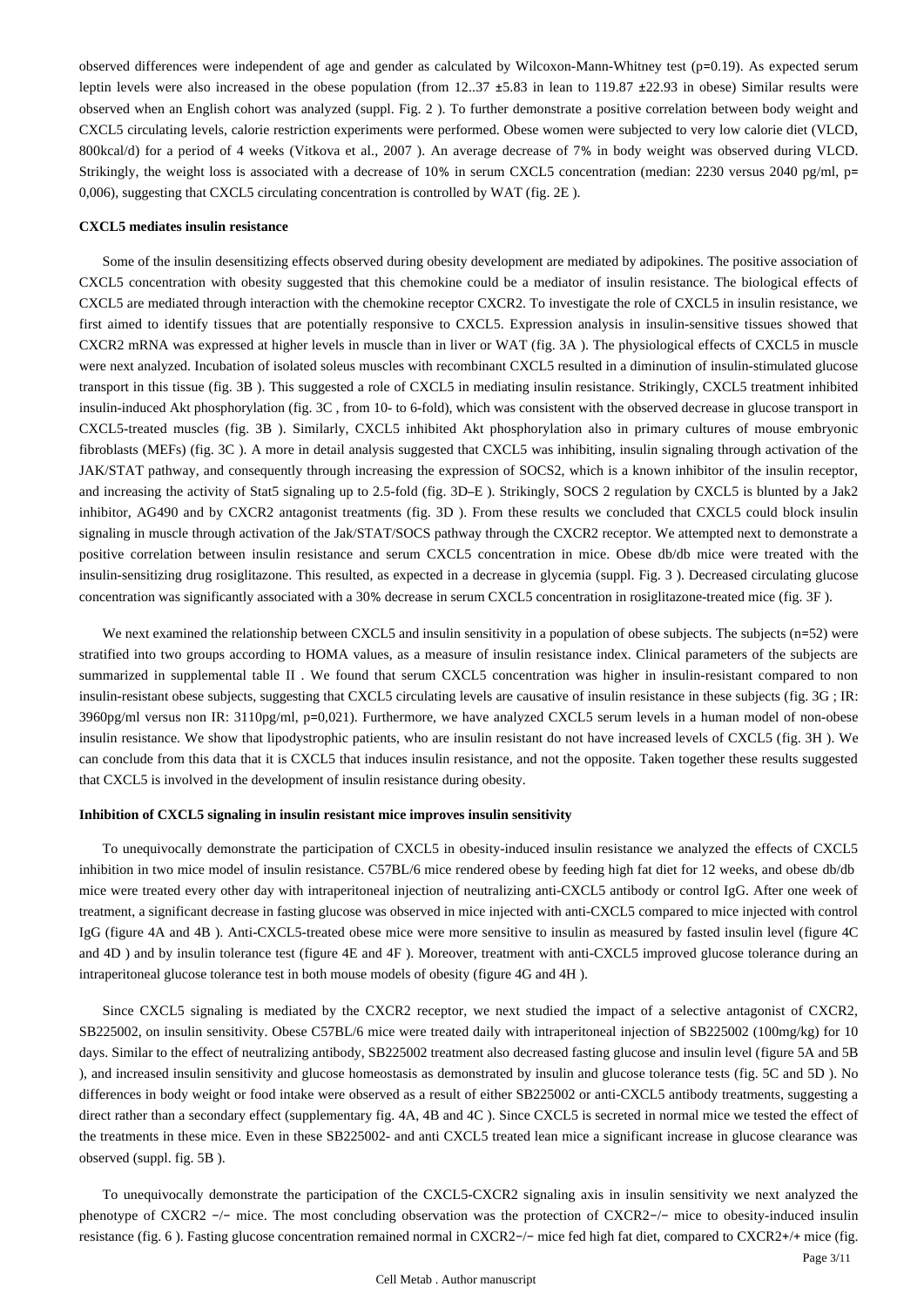observed differences were independent of age and gender as calculated by Wilcoxon-Mann-Whitney test (p=0.19). As expected serum leptin levels were also increased in the obese population (from 12..37 ±5.83 in lean to 119.87 ±22.93 in obese) Similar results were observed when an English cohort was analyzed (suppl. Fig. 2 ). To further demonstrate a positive correlation between body weight and CXCL5 circulating levels, calorie restriction experiments were performed. Obese women were subjected to very low calorie diet (VLCD, 800kcal/d) for a period of 4 weeks (Vitkova et al., 2007 ). An average decrease of 7% in body weight was observed during VLCD. Strikingly, the weight loss is associated with a decrease of 10% in serum CXCL5 concentration (median: 2230 versus 2040 pg/ml, p= 0,006), suggesting that CXCL5 circulating concentration is controlled by WAT (fig. 2E ).

#### CXCL5 mediates insulin resistance

Some of the insulin desensitizing effects observed during obesity development are mediated by adipokines. The positive association of CXCL5 concentration with obesity suggested that this chemokine could be a mediator of insulin resistance. The biological effects of CXCL5 are mediated through interaction with the chemokine receptor CXCR2. To investigate the role of CXCL5 in insulin resistance, we first aimed to identify tissues that are potentially responsive to CXCL5. Expression analysis in insulin-sensitive tissues showed that CXCR2 mRNA was expressed at higher levels in muscle than in liver or WAT (fig. 3A ). The physiological effects of CXCL5 in muscle were next analyzed. Incubation of isolated soleus muscles with recombinant CXCL5 resulted in a diminution of insulin-stimulated glucose transport in this tissue (fig. 3B ). This suggested a role of CXCL5 in mediating insulin resistance. Strikingly, CXCL5 treatment inhibited insulin-induced Akt phosphorylation (fig. 3C , from 10- to 6-fold), which was consistent with the observed decrease in glucose transport in CXCL5-treated muscles (fig. 3B ). Similarly, CXCL5 inhibited Akt phosphorylation also in primary cultures of mouse embryonic fibroblasts (MEFs) (fig. 3C ). A more in detail analysis suggested that CXCL5 was inhibiting, insulin signaling through activation of the JAK/STAT pathway, and consequently through increasing the expression of SOCS2, which is a known inhibitor of the insulin receptor, and increasing the activity of Stat5 signaling up to 2.5-fold (fig. 3D–E ). Strikingly, SOCS 2 regulation by CXCL5 is blunted by a Jak2 inhibitor, AG490 and by CXCR2 antagonist treatments (fig. 3D ). From these results we concluded that CXCL5 could block insulin signaling in muscle through activation of the Jak/STAT/SOCS pathway through the CXCR2 receptor. We attempted next to demonstrate a positive correlation between insulin resistance and serum CXCL5 concentration in mice. Obese db/db mice were treated with the insulin-sensitizing drug rosiglitazone. This resulted, as expected in a decrease in glycemia (suppl. Fig. 3 ). Decreased circulating glucose concentration was significantly associated with a 30% decrease in serum CXCL5 concentration in rosiglitazone-treated mice (fig. 3F ).

We next examined the relationship between CXCL5 and insulin sensitivity in a population of obese subjects. The subjects (n=52) were stratified into two groups according to HOMA values, as a measure of insulin resistance index. Clinical parameters of the subjects are summarized in supplemental table II . We found that serum CXCL5 concentration was higher in insulin-resistant compared to non insulin-resistant obese subjects, suggesting that CXCL5 circulating levels are causative of insulin resistance in these subjects (fig. 3G ; IR: 3960pg/ml versus non IR: 3110pg/ml, p=0,021). Furthermore, we have analyzed CXCL5 serum levels in a human model of non-obese insulin resistance. We show that lipodystrophic patients, who are insulin resistant do not have increased levels of CXCL5 (fig. 3H ). We can conclude from this data that it is CXCL5 that induces insulin resistance, and not the opposite. Taken together these results suggested that CXCL5 is involved in the development of insulin resistance during obesity.

#### Inhibition of CXCL5 signaling in insulin resistant mice improves insulin sensitivity

To unequivocally demonstrate the participation of CXCL5 in obesity-induced insulin resistance we analyzed the effects of CXCL5 inhibition in two mice model of insulin resistance. C57BL/6 mice rendered obese by feeding high fat diet for 12 weeks, and obese db/db mice were treated every other day with intraperitoneal injection of neutralizing anti-CXCL5 antibody or control IgG. After one week of treatment, a significant decrease in fasting glucose was observed in mice injected with anti-CXCL5 compared to mice injected with control IgG (figure 4A and 4B ). Anti-CXCL5-treated obese mice were more sensitive to insulin as measured by fasted insulin level (figure 4C and 4D ) and by insulin tolerance test (figure 4E and 4F ). Moreover, treatment with anti-CXCL5 improved glucose tolerance during an intraperitoneal glucose tolerance test in both mouse models of obesity (figure 4G and 4H ).

Since CXCL5 signaling is mediated by the CXCR2 receptor, we next studied the impact of a selective antagonist of CXCR2, SB225002, on insulin sensitivity. Obese C57BL/6 mice were treated daily with intraperitoneal injection of SB225002 (100mg/kg) for 10 days. Similar to the effect of neutralizing antibody, SB225002 treatment also decreased fasting glucose and insulin level (figure 5A and 5B ), and increased insulin sensitivity and glucose homeostasis as demonstrated by insulin and glucose tolerance tests (fig. 5C and 5D ). No differences in body weight or food intake were observed as a result of either SB225002 or anti-CXCL5 antibody treatments, suggesting a direct rather than a secondary effect (supplementary fig. 4A, 4B and 4C ). Since CXCL5 is secreted in normal mice we tested the effect of the treatments in these mice. Even in these SB225002- and anti CXCL5 treated lean mice a significant increase in glucose clearance was observed (suppl. fig. 5B ).

To unequivocally demonstrate the participation of the CXCL5-CXCR2 signaling axis in insulin sensitivity we next analyzed the phenotype of CXCR2 −/− mice. The most concluding observation was the protection of CXCR2−/− mice to obesity-induced insulin resistance (fig. 6 ). Fasting glucose concentration remained normal in CXCR2−/− mice fed high fat diet, compared to CXCR2+/+ mice (fig.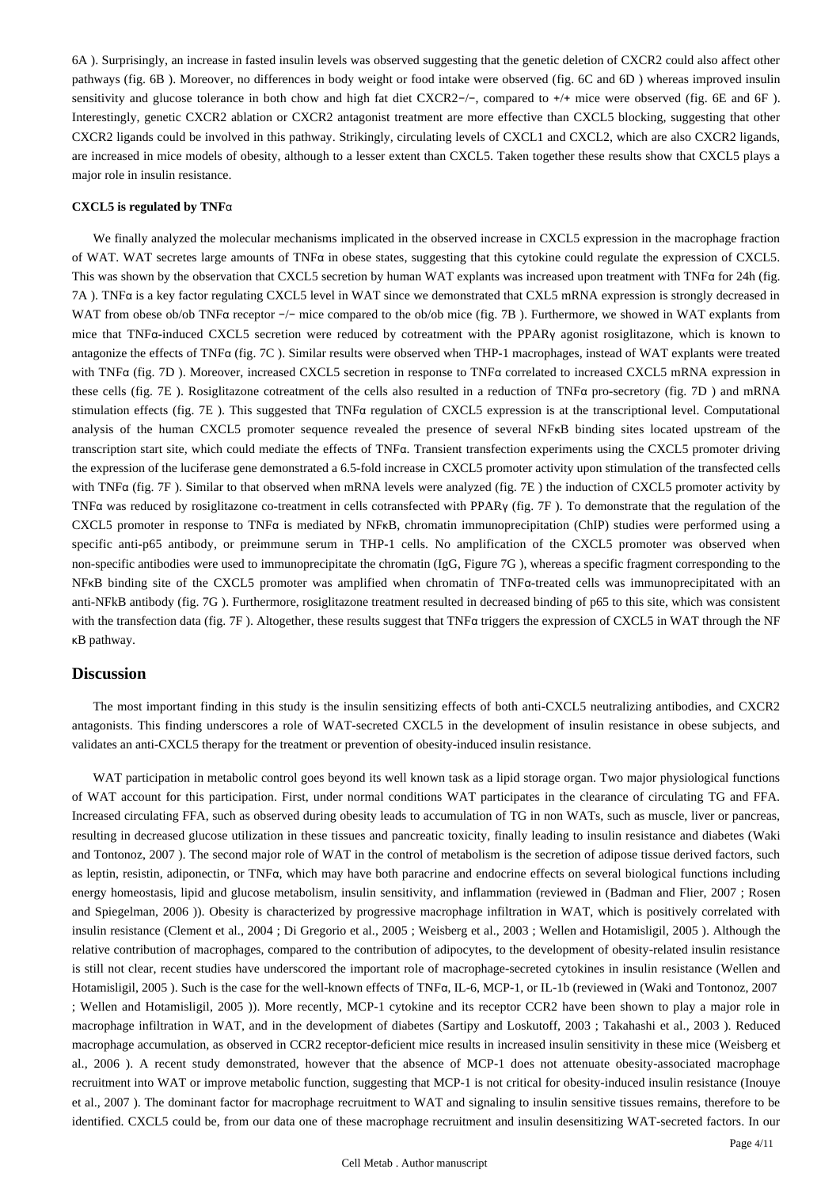6A ). Surprisingly, an increase in fasted insulin levels was observed suggesting that the genetic deletion of CXCR2 could also affect other pathways (fig. 6B ). Moreover, no differences in body weight or food intake were observed (fig. 6C and 6D ) whereas improved insulin sensitivity and glucose tolerance in both chow and high fat diet CXCR2−/−, compared to +/+ mice were observed (fig. 6E and 6F ). Interestingly, genetic CXCR2 ablation or CXCR2 antagonist treatment are more effective than CXCL5 blocking, suggesting that other CXCR2 ligands could be involved in this pathway. Strikingly, circulating levels of CXCL1 and CXCL2, which are also CXCR2 ligands, are increased in mice models of obesity, although to a lesser extent than CXCL5. Taken together these results show that CXCL5 plays a major role in insulin resistance.

#### CXCL5 is regulated by TNFα

We finally analyzed the molecular mechanisms implicated in the observed increase in CXCL5 expression in the macrophage fraction of WAT. WAT secretes large amounts of TNFα in obese states, suggesting that this cytokine could regulate the expression of CXCL5. This was shown by the observation that CXCL5 secretion by human WAT explants was increased upon treatment with TNFα for 24h (fig. 7A ). TNFα is a key factor regulating CXCL5 level in WAT since we demonstrated that CXL5 mRNA expression is strongly decreased in WAT from obese ob/ob TNFα receptor −/− mice compared to the ob/ob mice (fig. 7B ). Furthermore, we showed in WAT explants from mice that TNFα-induced CXCL5 secretion were reduced by cotreatment with the PPARγ agonist rosiglitazone, which is known to antagonize the effects of TNFα (fig. 7C ). Similar results were observed when THP-1 macrophages, instead of WAT explants were treated with TNFα (fig. 7D ). Moreover, increased CXCL5 secretion in response to TNFα correlated to increased CXCL5 mRNA expression in these cells (fig. 7E ). Rosiglitazone cotreatment of the cells also resulted in a reduction of TNFα pro-secretory (fig. 7D ) and mRNA stimulation effects (fig. 7E ). This suggested that TNFα regulation of CXCL5 expression is at the transcriptional level. Computational analysis of the human CXCL5 promoter sequence revealed the presence of several NFκB binding sites located upstream of the transcription start site, which could mediate the effects of TNFα. Transient transfection experiments using the CXCL5 promoter driving the expression of the luciferase gene demonstrated a 6.5-fold increase in CXCL5 promoter activity upon stimulation of the transfected cells with TNFα (fig. 7F ). Similar to that observed when mRNA levels were analyzed (fig. 7E ) the induction of CXCL5 promoter activity by TNFα was reduced by rosiglitazone co-treatment in cells cotransfected with PPARγ (fig. 7F ). To demonstrate that the regulation of the CXCL5 promoter in response to TNFα is mediated by NFκB, chromatin immunoprecipitation (ChIP) studies were performed using a specific anti-p65 antibody, or preimmune serum in THP-1 cells. No amplification of the CXCL5 promoter was observed when non-specific antibodies were used to immunoprecipitate the chromatin (IgG, Figure 7G ), whereas a specific fragment corresponding to the NFκB binding site of the CXCL5 promoter was amplified when chromatin of TNFα-treated cells was immunoprecipitated with an anti-NFkB antibody (fig. 7G ). Furthermore, rosiglitazone treatment resulted in decreased binding of p65 to this site, which was consistent with the transfection data (fig. 7F ). Altogether, these results suggest that TNFα triggers the expression of CXCL5 in WAT through the NF κB pathway.

## Discussion

The most important finding in this study is the insulin sensitizing effects of both anti-CXCL5 neutralizing antibodies, and CXCR2 antagonists. This finding underscores a role of WAT-secreted CXCL5 in the development of insulin resistance in obese subjects, and validates an anti-CXCL5 therapy for the treatment or prevention of obesity-induced insulin resistance.

WAT participation in metabolic control goes beyond its well known task as a lipid storage organ. Two major physiological functions of WAT account for this participation. First, under normal conditions WAT participates in the clearance of circulating TG and FFA. Increased circulating FFA, such as observed during obesity leads to accumulation of TG in non WATs, such as muscle, liver or pancreas, resulting in decreased glucose utilization in these tissues and pancreatic toxicity, finally leading to insulin resistance and diabetes (Waki and Tontonoz, 2007 ). The second major role of WAT in the control of metabolism is the secretion of adipose tissue derived factors, such as leptin, resistin, adiponectin, or TNFα, which may have both paracrine and endocrine effects on several biological functions including energy homeostasis, lipid and glucose metabolism, insulin sensitivity, and inflammation (reviewed in (Badman and Flier, 2007 ; Rosen and Spiegelman, 2006 )). Obesity is characterized by progressive macrophage infiltration in WAT, which is positively correlated with insulin resistance (Clement et al., 2004 ; Di Gregorio et al., 2005 ; Weisberg et al., 2003 ; Wellen and Hotamisligil, 2005 ). Although the relative contribution of macrophages, compared to the contribution of adipocytes, to the development of obesity-related insulin resistance is still not clear, recent studies have underscored the important role of macrophage-secreted cytokines in insulin resistance (Wellen and Hotamisligil, 2005 ). Such is the case for the well-known effects of TNFα, IL-6, MCP-1, or IL-1b (reviewed in (Waki and Tontonoz, 2007 ; Wellen and Hotamisligil, 2005 )). More recently, MCP-1 cytokine and its receptor CCR2 have been shown to play a major role in macrophage infiltration in WAT, and in the development of diabetes (Sartipy and Loskutoff, 2003 ; Takahashi et al., 2003 ). Reduced macrophage accumulation, as observed in CCR2 receptor-deficient mice results in increased insulin sensitivity in these mice (Weisberg et al., 2006 ). A recent study demonstrated, however that the absence of MCP-1 does not attenuate obesity-associated macrophage recruitment into WAT or improve metabolic function, suggesting that MCP-1 is not critical for obesity-induced insulin resistance (Inouye et al., 2007 ). The dominant factor for macrophage recruitment to WAT and signaling to insulin sensitive tissues remains, therefore to be identified. CXCL5 could be, from our data one of these macrophage recruitment and insulin desensitizing WAT-secreted factors. In our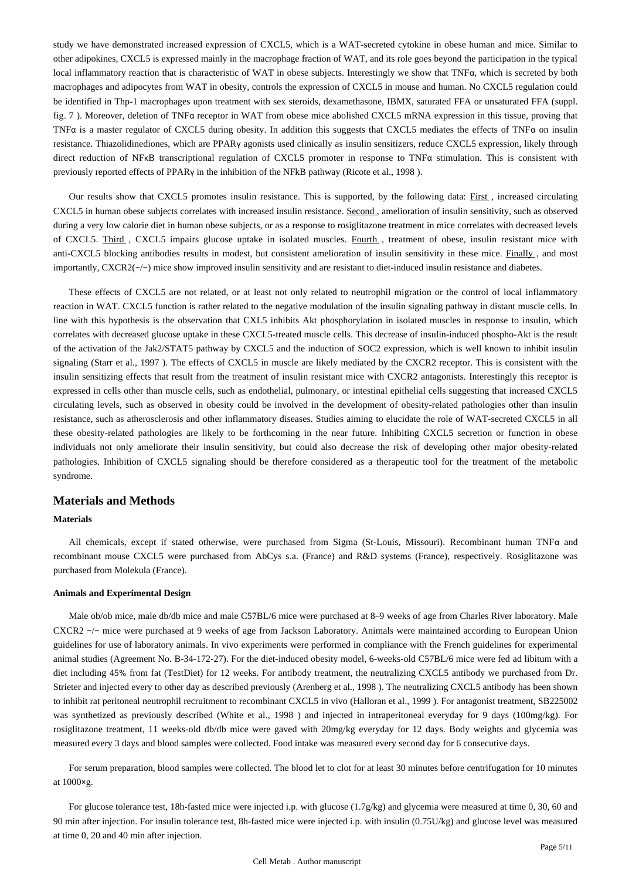study we have demonstrated increased expression of CXCL5, which is a WAT-secreted cytokine in obese human and mice. Similar to other adipokines, CXCL5 is expressed mainly in the macrophage fraction of WAT, and its role goes beyond the participation in the typical local inflammatory reaction that is characteristic of WAT in obese subjects. Interestingly we show that TNFα, which is secreted by both macrophages and adipocytes from WAT in obesity, controls the expression of CXCL5 in mouse and human. No CXCL5 regulation could be identified in Thp-1 macrophages upon treatment with sex steroids, dexamethasone, IBMX, saturated FFA or unsaturated FFA (suppl. fig. 7 ). Moreover, deletion of TNFα receptor in WAT from obese mice abolished CXCL5 mRNA expression in this tissue, proving that TNFα is a master regulator of CXCL5 during obesity. In addition this suggests that CXCL5 mediates the effects of TNFα on insulin resistance. Thiazolidinediones, which are PPARγ agonists used clinically as insulin sensitizers, reduce CXCL5 expression, likely through direct reduction of NFκB transcriptional regulation of CXCL5 promoter in response to TNFα stimulation. This is consistent with previously reported effects of PPARγ in the inhibition of the NFkB pathway (Ricote et al., 1998 ).

Our results show that CXCL5 promotes insulin resistance. This is supported, by the following data: First , increased circulating CXCL5 in human obese subjects correlates with increased insulin resistance. Second , amelioration of insulin sensitivity, such as observed during a very low calorie diet in human obese subjects, or as a response to rosiglitazone treatment in mice correlates with decreased levels of CXCL5. Third , CXCL5 impairs glucose uptake in isolated muscles. Fourth , treatment of obese, insulin resistant mice with anti-CXCL5 blocking antibodies results in modest, but consistent amelioration of insulin sensitivity in these mice. Finally , and most importantly, CXCR2(−/−) mice show improved insulin sensitivity and are resistant to diet-induced insulin resistance and diabetes.

These effects of CXCL5 are not related, or at least not only related to neutrophil migration or the control of local inflammatory reaction in WAT. CXCL5 function is rather related to the negative modulation of the insulin signaling pathway in distant muscle cells. In line with this hypothesis is the observation that CXL5 inhibits Akt phosphorylation in isolated muscles in response to insulin, which correlates with decreased glucose uptake in these CXCL5-treated muscle cells. This decrease of insulin-induced phospho-Akt is the result of the activation of the Jak2/STAT5 pathway by CXCL5 and the induction of SOC2 expression, which is well known to inhibit insulin signaling (Starr et al., 1997 ). The effects of CXCL5 in muscle are likely mediated by the CXCR2 receptor. This is consistent with the insulin sensitizing effects that result from the treatment of insulin resistant mice with CXCR2 antagonists. Interestingly this receptor is expressed in cells other than muscle cells, such as endothelial, pulmonary, or intestinal epithelial cells suggesting that increased CXCL5 circulating levels, such as observed in obesity could be involved in the development of obesity-related pathologies other than insulin resistance, such as atherosclerosis and other inflammatory diseases. Studies aiming to elucidate the role of WAT-secreted CXCL5 in all these obesity-related pathologies are likely to be forthcoming in the near future. Inhibiting CXCL5 secretion or function in obese individuals not only ameliorate their insulin sensitivity, but could also decrease the risk of developing other major obesity-related pathologies. Inhibition of CXCL5 signaling should be therefore considered as a therapeutic tool for the treatment of the metabolic syndrome.

## Materials and Methods

### Materials

All chemicals, except if stated otherwise, were purchased from Sigma (St-Louis, Missouri). Recombinant human TNFα and recombinant mouse CXCL5 were purchased from AbCys s.a. (France) and R&D systems (France), respectively. Rosiglitazone was purchased from Molekula (France).

### Animals and Experimental Design

Male ob/ob mice, male db/db mice and male C57BL/6 mice were purchased at 8–9 weeks of age from Charles River laboratory. Male CXCR2 −/− mice were purchased at 9 weeks of age from Jackson Laboratory. Animals were maintained according to European Union guidelines for use of laboratory animals. In vivo experiments were performed in compliance with the French guidelines for experimental animal studies (Agreement No. B-34-172-27). For the diet-induced obesity model, 6-weeks-old C57BL/6 mice were fed ad libitum with a diet including 45% from fat (TestDiet) for 12 weeks. For antibody treatment, the neutralizing CXCL5 antibody we purchased from Dr. Strieter and injected every to other day as described previously (Arenberg et al., 1998 ). The neutralizing CXCL5 antibody has been shown to inhibit rat peritoneal neutrophil recruitment to recombinant CXCL5 in vivo (Halloran et al., 1999 ). For antagonist treatment, SB225002 was synthetized as previously described (White et al., 1998 ) and injected in intraperitoneal everyday for 9 days (100mg/kg). For rosiglitazone treatment, 11 weeks-old db/db mice were gaved with 20mg/kg everyday for 12 days. Body weights and glycemia was measured every 3 days and blood samples were collected. Food intake was measured every second day for 6 consecutive days.

For serum preparation, blood samples were collected. The blood let to clot for at least 30 minutes before centrifugation for 10 minutes at 1000×g.

For glucose tolerance test, 18h-fasted mice were injected i.p. with glucose (1.7g/kg) and glycemia were measured at time 0, 30, 60 and 90 min after injection. For insulin tolerance test, 8h-fasted mice were injected i.p. with insulin (0.75U/kg) and glucose level was measured at time 0, 20 and 40 min after injection.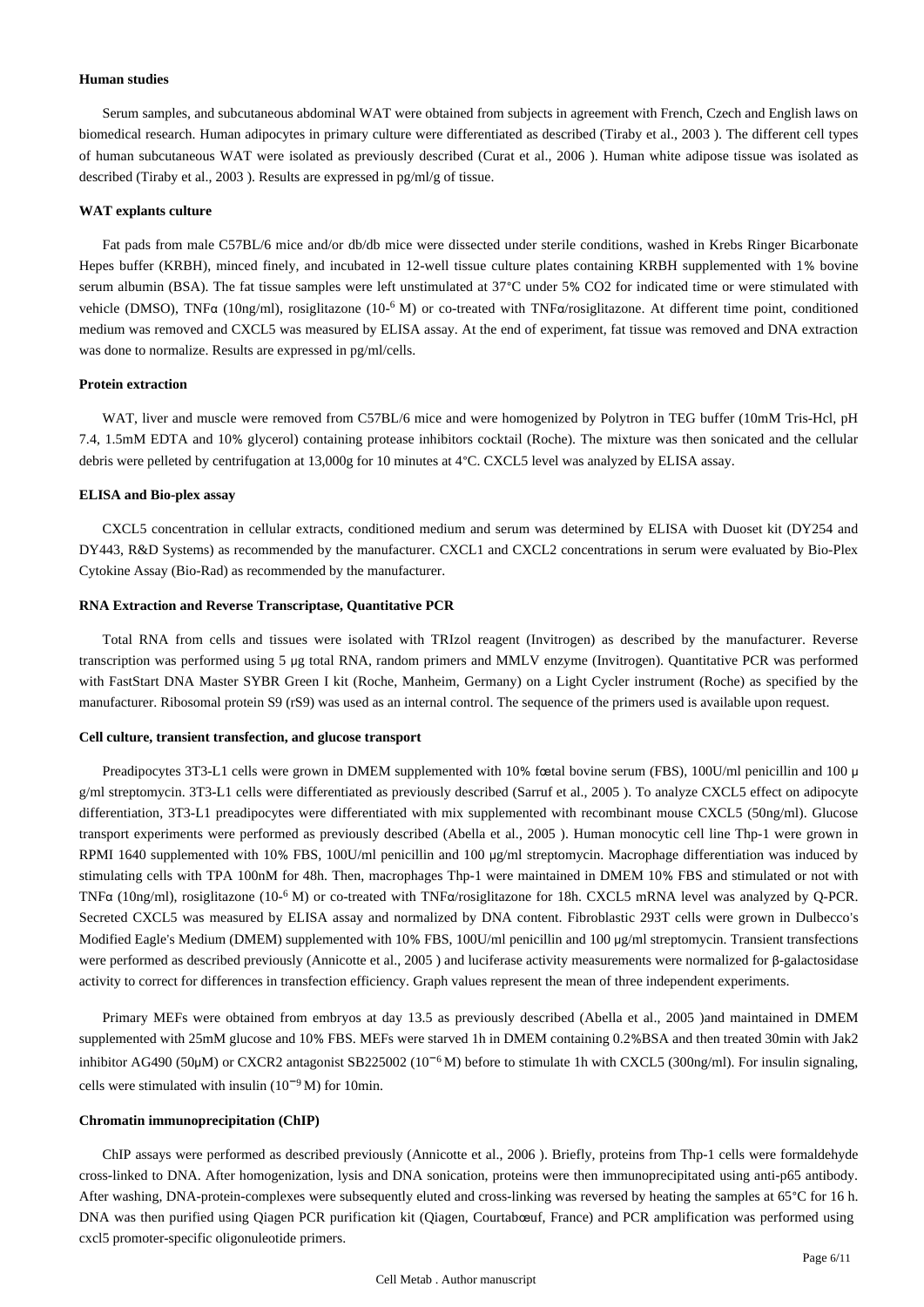#### Human studies

Serum samples, and subcutaneous abdominal WAT were obtained from subjects in agreement with French, Czech and English laws on biomedical research. Human adipocytes in primary culture were differentiated as described (Tiraby et al., 2003 ). The different cell types of human subcutaneous WAT were isolated as previously described (Curat et al., 2006 ). Human white adipose tissue was isolated as described (Tiraby et al., 2003 ). Results are expressed in pg/ml/g of tissue.

#### WAT explants culture

Fat pads from male C57BL/6 mice and/or db/db mice were dissected under sterile conditions, washed in Krebs Ringer Bicarbonate Hepes buffer (KRBH), minced finely, and incubated in 12-well tissue culture plates containing KRBH supplemented with 1% bovine serum albumin (BSA). The fat tissue samples were left unstimulated at 37°C under 5% CO2 for indicated time or were stimulated with vehicle (DMSO), TNFα (10ng/ml), rosiglitazone ($10^{-6}$ M) or co-treated with TNFα/rosiglitazone. At different time point, conditioned medium was removed and CXCL5 was measured by ELISA assay. At the end of experiment, fat tissue was removed and DNA extraction was done to normalize. Results are expressed in pg/ml/cells.

#### Protein extraction

WAT, liver and muscle were removed from C57BL/6 mice and were homogenized by Polytron in TEG buffer (10mM Tris-Hcl, pH 7.4, 1.5mM EDTA and 10% glycerol) containing protease inhibitors cocktail (Roche). The mixture was then sonicated and the cellular debris were pelleted by centrifugation at 13,000g for 10 minutes at 4°C. CXCL5 level was analyzed by ELISA assay.

#### ELISA and Bio-plex assay

CXCL5 concentration in cellular extracts, conditioned medium and serum was determined by ELISA with Duoset kit (DY254 and DY443, R&D Systems) as recommended by the manufacturer. CXCL1 and CXCL2 concentrations in serum were evaluated by Bio-Plex Cytokine Assay (Bio-Rad) as recommended by the manufacturer.

#### RNA Extraction and Reverse Transcriptase, Quantitative PCR

Total RNA from cells and tissues were isolated with TRIzol reagent (Invitrogen) as described by the manufacturer. Reverse transcription was performed using 5 μg total RNA, random primers and MMLV enzyme (Invitrogen). Quantitative PCR was performed with FastStart DNA Master SYBR Green I kit (Roche, Manheim, Germany) on a Light Cycler instrument (Roche) as specified by the manufacturer. Ribosomal protein S9 (rS9) was used as an internal control. The sequence of the primers used is available upon request.

#### Cell culture, transient transfection, and glucose transport

Preadipocytes 3T3-L1 cells were grown in DMEM supplemented with 10% fœtal bovine serum (FBS), 100U/ml penicillin and 100 μg/ml streptomycin. 3T3-L1 cells were differentiated as previously described (Sarruf et al., 2005 ). To analyze CXCL5 effect on adipocyte differentiation, 3T3-L1 preadipocytes were differentiated with mix supplemented with recombinant mouse CXCL5 (50ng/ml). Glucose transport experiments were performed as previously described (Abella et al., 2005 ). Human monocytic cell line Thp-1 were grown in RPMI 1640 supplemented with 10% FBS, 100U/ml penicillin and 100 μg/ml streptomycin. Macrophage differentiation was induced by stimulating cells with TPA 100nM for 48h. Then, macrophages Thp-1 were maintained in DMEM 10% FBS and stimulated or not with TNFα (10ng/ml), rosiglitazone ($10^{-6}$ M) or co-treated with TNFα/rosiglitazone for 18h. CXCL5 mRNA level was analyzed by Q-PCR. Secreted CXCL5 was measured by ELISA assay and normalized by DNA content. Fibroblastic 293T cells were grown in Dulbecco's Modified Eagle's Medium (DMEM) supplemented with 10% FBS, 100U/ml penicillin and 100 μg/ml streptomycin. Transient transfections were performed as described previously (Annicotte et al., 2005 ) and luciferase activity measurements were normalized for β-galactosidase activity to correct for differences in transfection efficiency. Graph values represent the mean of three independent experiments.

Primary MEFs were obtained from embryos at day 13.5 as previously described (Abella et al., 2005 )and maintained in DMEM supplemented with 25mM glucose and 10% FBS. MEFs were starved 1h in DMEM containing 0.2%BSA and then treated 30min with Jak2 inhibitor AG490 (50μM) or CXCR2 antagonist SB225002 ($10^{-6}$ M) before to stimulate 1h with CXCL5 (300ng/ml). For insulin signaling, cells were stimulated with insulin ($10^{-9}$ M) for 10min.

#### Chromatin immunoprecipitation (ChIP)

ChIP assays were performed as described previously (Annicotte et al., 2006 ). Briefly, proteins from Thp-1 cells were formaldehyde cross-linked to DNA. After homogenization, lysis and DNA sonication, proteins were then immunoprecipitated using anti-p65 antibody. After washing, DNA-protein-complexes were subsequently eluted and cross-linking was reversed by heating the samples at 65°C for 16 h. DNA was then purified using Qiagen PCR purification kit (Qiagen, Courtabœuf, France) and PCR amplification was performed using cxcl5 promoter-specific oligonuleotide primers.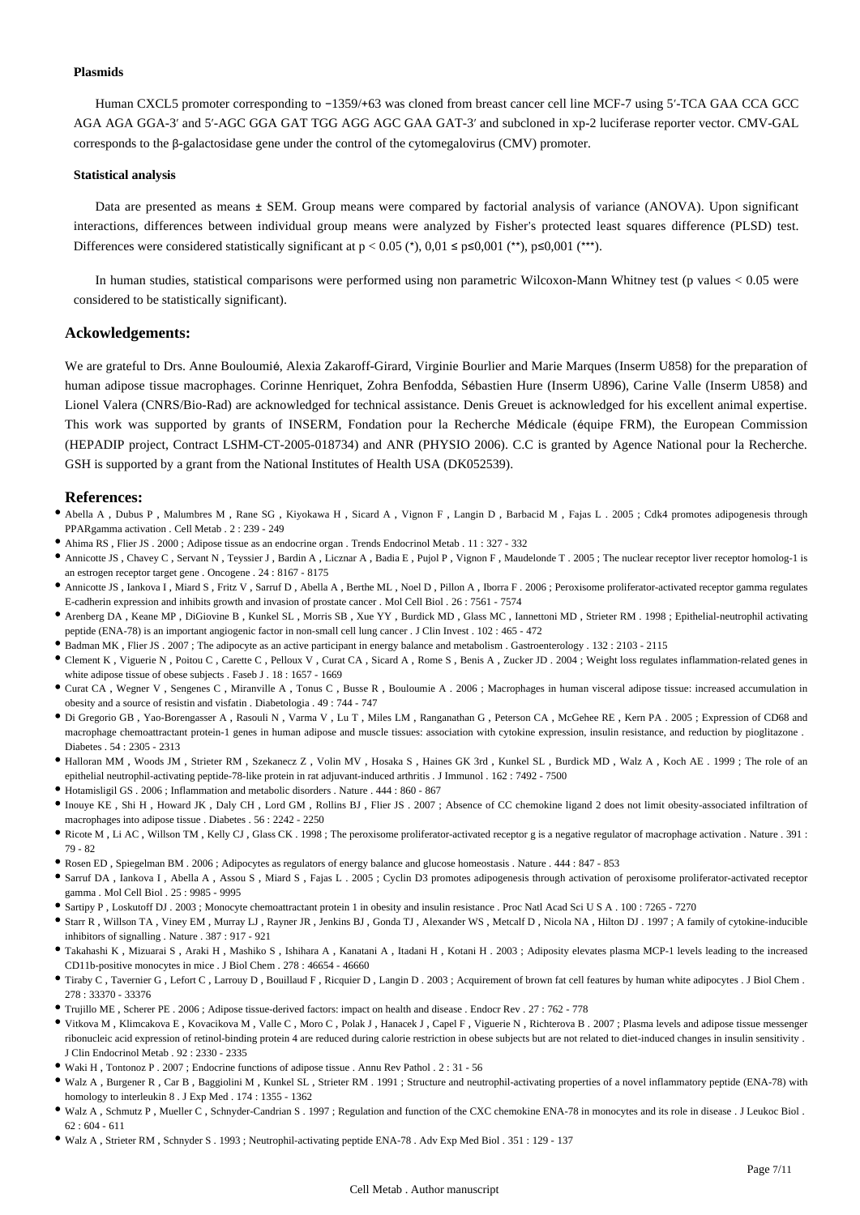### Plasmids

Human CXCL5 promoter corresponding to −1359/+63 was cloned from breast cancer cell line MCF-7 using 5′-TCA GAA CCA GCC AGA AGA GGA-3′ and 5′-AGC GGA GAT TGG AGG AGC GAA GAT-3′ and subcloned in xp-2 luciferase reporter vector. CMV-GAL corresponds to the β-galactosidase gene under the control of the cytomegalovirus (CMV) promoter.

### Statistical analysis

Data are presented as means ± SEM. Group means were compared by factorial analysis of variance (ANOVA). Upon significant interactions, differences between individual group means were analyzed by Fisher's protected least squares difference (PLSD) test. Differences were considered statistically significant at $p < 0.05$ (*), $0,01 \leq p \leq 0,001$ (**), $p \leq 0,001$ (***).

In human studies, statistical comparisons were performed using non parametric Wilcoxon-Mann Whitney test (p values < 0.05 were considered to be statistically significant).

## Ackowledgements:

We are grateful to Drs. Anne Bouloumié, Alexia Zakaroff-Girard, Virginie Bourlier and Marie Marques (Inserm U858) for the preparation of human adipose tissue macrophages. Corinne Henriquet, Zohra Benfodda, Sébastien Hure (Inserm U896), Carine Valle (Inserm U858) and Lionel Valera (CNRS/Bio-Rad) are acknowledged for technical assistance. Denis Greuet is acknowledged for his excellent animal expertise. This work was supported by grants of INSERM, Fondation pour la Recherche Médicale (équipe FRM), the European Commission (HEPADIP project, Contract LSHM-CT-2005-018734) and ANR (PHYSIO 2006). C.C is granted by Agence National pour la Recherche. GSH is supported by a grant from the National Institutes of Health USA (DK052539).

## References:

- Abella A , Dubus P , Malumbres M , Rane SG , Kiyokawa H , Sicard A , Vignon F , Langin D , Barbacid M , Fajas L . 2005 ; Cdk4 promotes adipogenesis through PPARgamma activation . Cell Metab . 2 : 239 - 249
- Ahima RS , Flier JS . 2000 ; Adipose tissue as an endocrine organ . Trends Endocrinol Metab . 11 : 327 - 332
- Annicotte JS , Chavey C , Servant N , Teyssier J , Bardin A , Licznar A , Badia E , Pujol P , Vignon F , Maudelonde T . 2005 ; The nuclear receptor liver receptor homolog-1 is an estrogen receptor target gene . Oncogene . 24 : 8167 - 8175
- Annicotte JS , Iankova I , Miard S , Fritz V , Sarruf D , Abella A , Berthe ML , Noel D , Pillon A , Iborra F . 2006 ; Peroxisome proliferator-activated receptor gamma regulates E-cadherin expression and inhibits growth and invasion of prostate cancer . Mol Cell Biol . 26 : 7561 - 7574
- Arenberg DA , Keane MP , DiGiovine B , Kunkel SL , Morris SB , Xue YY , Burdick MD , Glass MC , Iannettoni MD , Strieter RM . 1998 ; Epithelial-neutrophil activating peptide (ENA-78) is an important angiogenic factor in non-small cell lung cancer . J Clin Invest . 102 : 465 - 472
- Badman MK , Flier JS . 2007 ; The adipocyte as an active participant in energy balance and metabolism . Gastroenterology . 132 : 2103 - 2115
- Clement K , Viguerie N , Poitou C , Carette C , Pelloux V , Curat CA , Sicard A , Rome S , Benis A , Zucker JD . 2004 ; Weight loss regulates inflammation-related genes in white adipose tissue of obese subjects . Faseb J . 18 : 1657 - 1669
- Curat CA , Wegner V , Sengenes C , Miranville A , Tonus C , Busse R , Bouloumie A . 2006 ; Macrophages in human visceral adipose tissue: increased accumulation in obesity and a source of resistin and visfatin . Diabetologia . 49 : 744 - 747
- Di Gregorio GB , Yao-Borengasser A , Rasouli N , Varma V , Lu T , Miles LM , Ranganathan G , Peterson CA , McGehee RE , Kern PA . 2005 ; Expression of CD68 and macrophage chemoattractant protein-1 genes in human adipose and muscle tissues: association with cytokine expression, insulin resistance, and reduction by pioglitazone . Diabetes . 54 : 2305 - 2313
- Halloran MM , Woods JM , Strieter RM , Szekanecz Z , Volin MV , Hosaka S , Haines GK 3rd , Kunkel SL , Burdick MD , Walz A , Koch AE . 1999 ; The role of an epithelial neutrophil-activating peptide-78-like protein in rat adjuvant-induced arthritis . J Immunol . 162 : 7492 - 7500
- Hotamisligil GS . 2006 ; Inflammation and metabolic disorders . Nature . 444 : 860 - 867
- Inouye KE , Shi H , Howard JK , Daly CH , Lord GM , Rollins BJ , Flier JS . 2007 ; Absence of CC chemokine ligand 2 does not limit obesity-associated infiltration of macrophages into adipose tissue . Diabetes . 56 : 2242 - 2250
- Ricote M , Li AC , Willson TM , Kelly CJ , Glass CK . 1998 ; The peroxisome proliferator-activated receptor g is a negative regulator of macrophage activation . Nature . 391 : 79 - 82
- Rosen ED , Spiegelman BM . 2006 ; Adipocytes as regulators of energy balance and glucose homeostasis . Nature . 444 : 847 - 853
- Sarruf DA , Iankova I , Abella A , Assou S , Miard S , Fajas L . 2005 ; Cyclin D3 promotes adipogenesis through activation of peroxisome proliferator-activated receptor gamma . Mol Cell Biol . 25 : 9985 - 9995
- Sartipy P , Loskutoff DJ . 2003 ; Monocyte chemoattractant protein 1 in obesity and insulin resistance . Proc Natl Acad Sci U S A . 100 : 7265 - 7270
- Starr R , Willson TA , Viney EM , Murray LJ , Rayner JR , Jenkins BJ , Gonda TJ , Alexander WS , Metcalf D , Nicola NA , Hilton DJ . 1997 ; A family of cytokine-inducible inhibitors of signalling . Nature . 387 : 917 - 921
- Takahashi K , Mizuarai S , Araki H , Mashiko S , Ishihara A , Kanatani A , Itadani H , Kotani H . 2003 ; Adiposity elevates plasma MCP-1 levels leading to the increased CD11b-positive monocytes in mice . J Biol Chem . 278 : 46654 - 46660
- Tiraby C , Tavernier G , Lefort C , Larrouy D , Bouillaud F , Ricquier D , Langin D . 2003 ; Acquirement of brown fat cell features by human white adipocytes . J Biol Chem . 278 : 33370 - 33376
- Trujillo ME , Scherer PE . 2006 ; Adipose tissue-derived factors: impact on health and disease . Endocr Rev . 27 : 762 - 778
- Vitkova M , Klimcakova E , Kovacikova M , Valle C , Moro C , Polak J , Hanacek J , Capel F , Viguerie N , Richterova B . 2007 ; Plasma levels and adipose tissue messenger ribonucleic acid expression of retinol-binding protein 4 are reduced during calorie restriction in obese subjects but are not related to diet-induced changes in insulin sensitivity . J Clin Endocrinol Metab . 92 : 2330 - 2335
- Waki H , Tontonoz P . 2007 ; Endocrine functions of adipose tissue . Annu Rev Pathol . 2 : 31 - 56
- Walz A , Burgener R , Car B , Baggiolini M , Kunkel SL , Strieter RM . 1991 ; Structure and neutrophil-activating properties of a novel inflammatory peptide (ENA-78) with homology to interleukin 8 . J Exp Med . 174 : 1355 - 1362
- Walz A , Schmutz P , Mueller C , Schnyder-Candrian S . 1997 ; Regulation and function of the CXC chemokine ENA-78 in monocytes and its role in disease . J Leukoc Biol . 62 : 604 - 611
- Walz A , Strieter RM , Schnyder S . 1993 ; Neutrophil-activating peptide ENA-78 . Adv Exp Med Biol . 351 : 129 - 137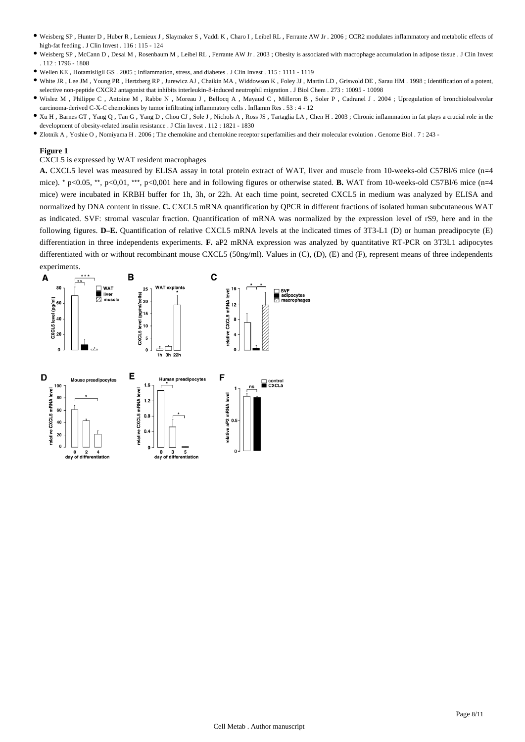- Weisberg SP , Hunter D , Huber R , Lemieux J , Slaymaker S , Vaddi K , Charo I , Leibel RL , Ferrante AW Jr . 2006 ; CCR2 modulates inflammatory and metabolic effects of high-fat feeding . J Clin Invest . 116 : 115 - 124
- Weisberg SP , McCann D , Desai M , Rosenbaum M , Leibel RL , Ferrante AW Jr . 2003 ; Obesity is associated with macrophage accumulation in adipose tissue . J Clin Invest . 112 : 1796 - 1808
- Wellen KE , Hotamisligil GS . 2005 ; Inflammation, stress, and diabetes . J Clin Invest . 115 : 1111 - 1119
- White JR , Lee JM , Young PR , Hertzberg RP , Jurewicz AJ , Chaikin MA , Widdowson K , Foley JJ , Martin LD , Griswold DE , Sarau HM . 1998 ; Identification of a potent, selective non-peptide CXCR2 antagonist that inhibits interleukin-8-induced neutrophil migration . J Biol Chem . 273 : 10095 - 10098
- Wislez M , Philippe C , Antoine M , Rabbe N , Moreau J , Bellocq A , Mayaud C , Milleron B , Soler P , Cadranel J . 2004 ; Upregulation of bronchioloalveolar carcinoma-derived C-X-C chemokines by tumor infiltrating inflammatory cells . Inflamm Res . 53 : 4 - 12
- Xu H , Barnes GT , Yang Q , Tan G , Yang D , Chou CJ , Sole J , Nichols A , Ross JS , Tartaglia LA , Chen H . 2003 ; Chronic inflammation in fat plays a crucial role in the development of obesity-related insulin resistance . J Clin Invest . 112 : 1821 - 1830
- Zlotnik A , Yoshie O , Nomiyama H . 2006 ; The chemokine and chemokine receptor superfamilies and their molecular evolution . Genome Biol . 7 : 243 -

**Figure 1**

CXCL5 is expressed by WAT resident macrophages

**A.** CXCL5 level was measured by ELISA assay in total protein extract of WAT, liver and muscle from 10-weeks-old C57Bl/6 mice (n=4 mice). *, p<0.05, **, p<0,01, ***, p<0,001 here and in following figures or otherwise stated. **B.** WAT from 10-weeks-old C57Bl/6 mice (n=4 mice) were incubated in KRBH buffer for 1h, 3h, or 22h. At each time point, secreted CXCL5 in medium was analyzed by ELISA and normalized by DNA content in tissue. **C.** CXCL5 mRNA quantification by QPCR in different fractions of isolated human subcutaneous WAT as indicated. SVF: stromal vascular fraction. Quantification of mRNA was normalized by the expression level of rS9, here and in the following figures. **D–E.** Quantification of relative CXCL5 mRNA levels at the indicated times of 3T3-L1 (D) or human preadipocyte (E) differentiation in three independents experiments. **F.** aP2 mRNA expression was analyzed by quantitative RT-PCR on 3T3L1 adipocytes differentiated with or without recombinant mouse CXCL5 (50ng/ml). Values in (C), (D), (E) and (F), represent means of three independents experiments.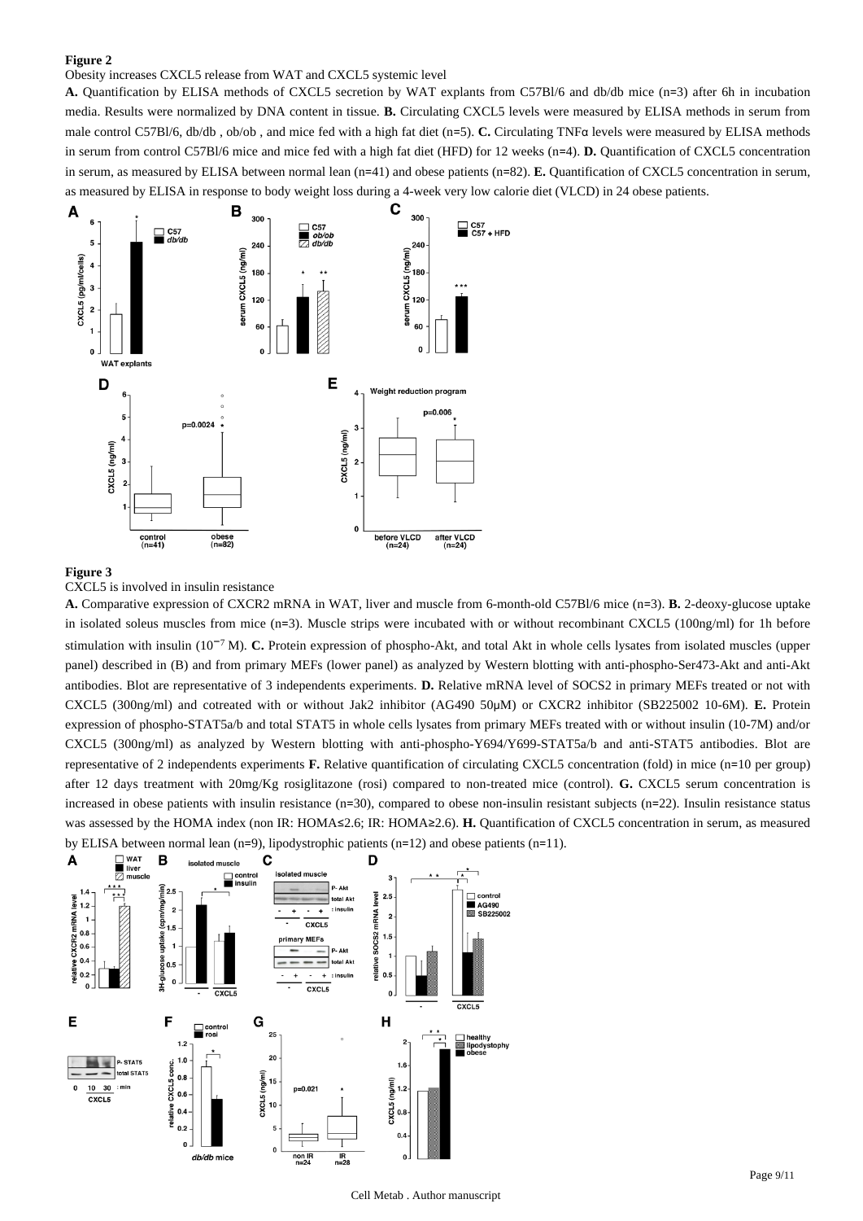## Figure 2

Obesity increases CXCL5 release from WAT and CXCL5 systemic level

**A.** Quantification by ELISA methods of CXCL5 secretion by WAT explants from C57Bl/6 and db/db mice (n=3) after 6h in incubation media. Results were normalized by DNA content in tissue. **B.** Circulating CXCL5 levels were measured by ELISA methods in serum from male control C57Bl/6, db/db , ob/ob , and mice fed with a high fat diet (n=5). **C.** Circulating TNFα levels were measured by ELISA methods in serum from control C57Bl/6 mice and mice fed with a high fat diet (HFD) for 12 weeks (n=4). **D.** Quantification of CXCL5 concentration in serum, as measured by ELISA between normal lean (n=41) and obese patients (n=82). **E.** Quantification of CXCL5 concentration in serum, as measured by ELISA in response to body weight loss during a 4-week very low calorie diet (VLCD) in 24 obese patients.

## Figure 3

CXCL5 is involved in insulin resistance

**A.** Comparative expression of CXCR2 mRNA in WAT, liver and muscle from 6-month-old C57Bl/6 mice (n=3). **B.** 2-deoxy-glucose uptake in isolated soleus muscles from mice (n=3). Muscle strips were incubated with or without recombinant CXCL5 (100ng/ml) for 1h before stimulation with insulin ($10^{-7}$ M). **C.** Protein expression of phospho-Akt, and total Akt in whole cells lysates from isolated muscles (upper panel) described in (B) and from primary MEFs (lower panel) as analyzed by Western blotting with anti-phospho-Ser473-Akt and anti-Akt antibodies. Blot are representative of 3 independents experiments. **D.** Relative mRNA level of SOCS2 in primary MEFs treated or not with CXCL5 (300ng/ml) and cotreated with or without Jak2 inhibitor (AG490 50μM) or CXCR2 inhibitor (SB225002 10-6M). **E.** Protein expression of phospho-STAT5a/b and total STAT5 in whole cells lysates from primary MEFs treated with or without insulin (10-7M) and/or CXCL5 (300ng/ml) as analyzed by Western blotting with anti-phospho-Y694/Y699-STAT5a/b and anti-STAT5 antibodies. Blot are representative of 2 independents experiments **F.** Relative quantification of circulating CXCL5 concentration (fold) in mice (n=10 per group) after 12 days treatment with 20mg/Kg rosiglitazone (rosi) compared to non-treated mice (control). **G.** CXCL5 serum concentration is increased in obese patients with insulin resistance (n=30), compared to obese non-insulin resistant subjects (n=22). Insulin resistance status was assessed by the HOMA index (non IR: HOMA≤2.6; IR: HOMA≥2.6). **H.** Quantification of CXCL5 concentration in serum, as measured by ELISA between normal lean (n=9), lipodystrophic patients (n=12) and obese patients (n=11).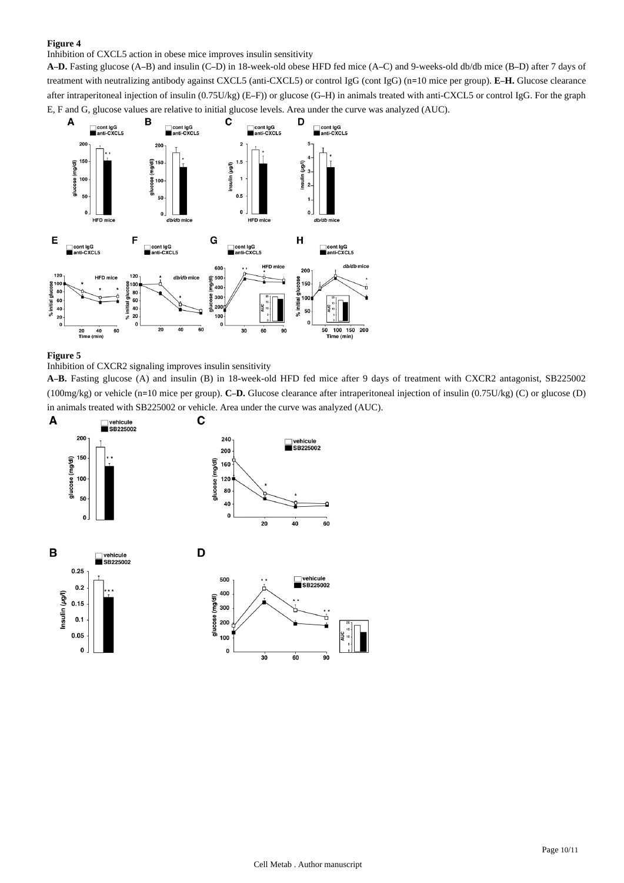## Figure 4

Inhibition of CXCL5 action in obese mice improves insulin sensitivity

**A–D.** Fasting glucose (A–B) and insulin (C–D) in 18-week-old obese HFD fed mice (A–C) and 9-weeks-old db/db mice (B–D) after 7 days of treatment with neutralizing antibody against CXCL5 (anti-CXCL5) or control IgG (cont IgG) (n=10 mice per group). **E–H.** Glucose clearance after intraperitoneal injection of insulin (0.75U/kg) (E–F)) or glucose (G–H) in animals treated with anti-CXCL5 or control IgG. For the graph E, F and G, glucose values are relative to initial glucose levels. Area under the curve was analyzed (AUC).

## Figure 5

Inhibition of CXCR2 signaling improves insulin sensitivity

**A–B.** Fasting glucose (A) and insulin (B) in 18-week-old HFD fed mice after 9 days of treatment with CXCR2 antagonist, SB225002 (100mg/kg) or vehicle (n=10 mice per group). **C–D.** Glucose clearance after intraperitoneal injection of insulin (0.75U/kg) (C) or glucose (D) in animals treated with SB225002 or vehicle. Area under the curve was analyzed (AUC).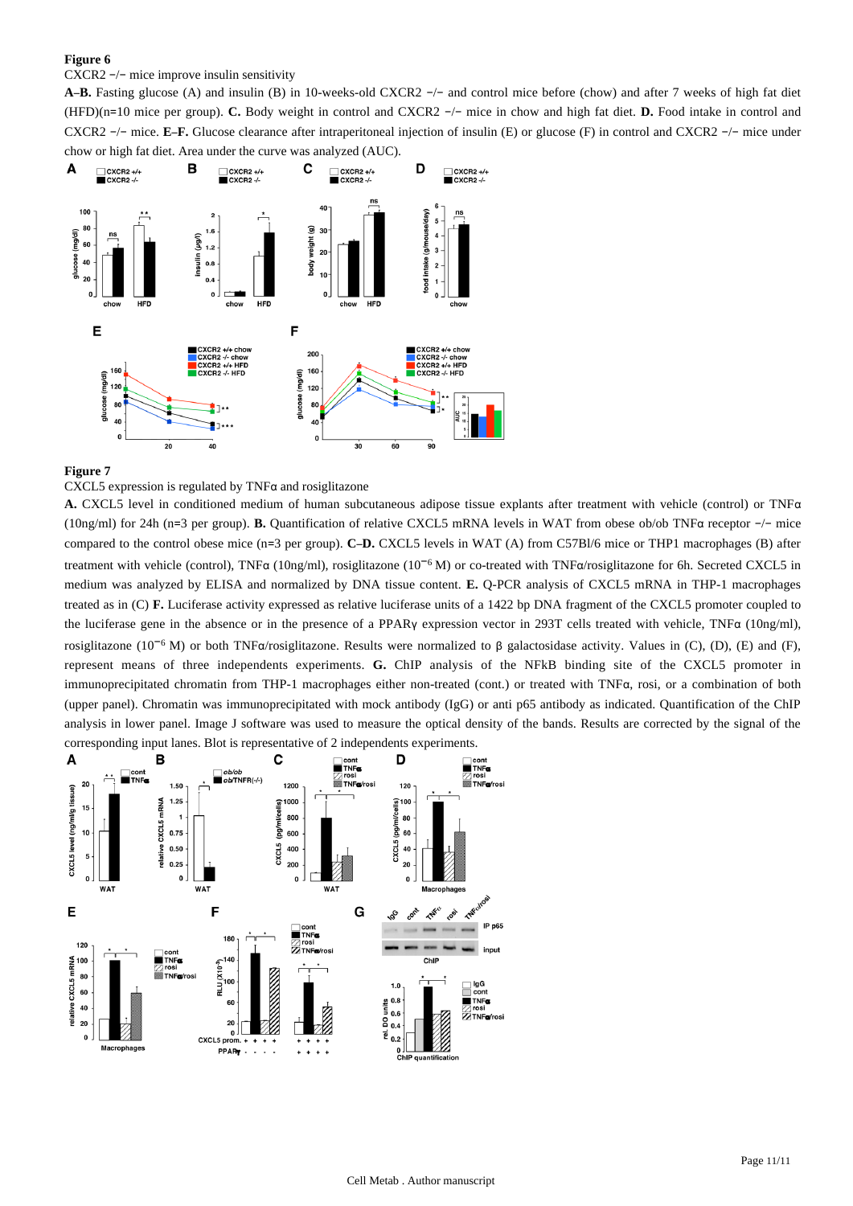## Figure 6

CXCR2 −/− mice improve insulin sensitivity

**A–B.** Fasting glucose (A) and insulin (B) in 10-weeks-old CXCR2 −/− and control mice before (chow) and after 7 weeks of high fat diet (HFD)(n=10 mice per group). **C.** Body weight in control and CXCR2 −/− mice in chow and high fat diet. **D.** Food intake in control and CXCR2 −/− mice. **E–F.** Glucose clearance after intraperitoneal injection of insulin (E) or glucose (F) in control and CXCR2 −/− mice under chow or high fat diet. Area under the curve was analyzed (AUC).

A
CXCR2 +/+
CXCR2 -/-
glucose (mg/dl)
100
80
60
40
20
0
ns
**
chow
HFD

B
CXCR2 +/+
CXCR2 -/-
insulin (µg/l)
2
1.6
1.2
0.8
0.4
0
*
chow
HFD

C
CXCR2 +/+
CXCR2 -/-
body weight (g)
40
30
20
10
0
ns
chow
HFD

D
CXCR2 +/+
CXCR2 -/-
food intake (g/mouse/day)
6
5
4
3
2
1
0
ns
chow

E
CXCR2 +/+ chow
CXCR2 -/- chow
CXCR2 +/+ HFD
CXCR2 -/- HFD
glucose (mg/dl)
160
120
80
40
0
20
40
**
***

F
CXCR2 +/+ chow
CXCR2 -/- chow
CXCR2 +/+ HFD
CXCR2 -/- HFD
glucose (mg/dl)
200
160
120
80
40
0
30
60
90
**
*
AUC

## Figure 7

CXCL5 expression is regulated by TNFα and rosiglitazone

**A.** CXCL5 level in conditioned medium of human subcutaneous adipose tissue explants after treatment with vehicle (control) or TNFα (10ng/ml) for 24h (n=3 per group). **B.** Quantification of relative CXCL5 mRNA levels in WAT from obese ob/ob TNFα receptor −/− mice compared to the control obese mice (n=3 per group). **C–D.** CXCL5 levels in WAT (A) from C57Bl/6 mice or THP1 macrophages (B) after treatment with vehicle (control), TNFα (10ng/ml), rosiglitazone ($10^{-6}$ M) or co-treated with TNFα/rosiglitazone for 6h. Secreted CXCL5 in medium was analyzed by ELISA and normalized by DNA tissue content. **E.** Q-PCR analysis of CXCL5 mRNA in THP-1 macrophages treated as in (C) **F.** Luciferase activity expressed as relative luciferase units of a 1422 bp DNA fragment of the CXCL5 promoter coupled to the luciferase gene in the absence or in the presence of a PPARγ expression vector in 293T cells treated with vehicle, TNFα (10ng/ml), rosiglitazone ($10^{-6}$ M) or both TNFα/rosiglitazone. Results were normalized to β galactosidase activity. Values in (C), (D), (E) and (F), represent means of three independents experiments. **G.** ChIP analysis of the NFkB binding site of the CXCL5 promoter in immunoprecipitated chromatin from THP-1 macrophages either non-treated (cont.) or treated with TNFα, rosi, or a combination of both (upper panel). Chromatin was immunoprecipitated with mock antibody (IgG) or anti p65 antibody as indicated. Quantification of the ChIP analysis in lower panel. Image J software was used to measure the optical density of the bands. Results are corrected by the signal of the corresponding input lanes. Blot is representative of 2 independents experiments.

A
cont
TNFα
CXCL5 level (ng/ml/g tissue)
20
15
10
5
0
**
WAT

B
ob/ob
ob/TNFR(-/-)
relative CXCL5 mRNA
1.50
1.25
1
0.75
0.50
0.25
0
*
WAT

C
cont
TNFα
rosi
TNFα/rosi
CXCL5 (pg/ml/cells)
1200
1000
800
600
400
200
0
*
*
WAT

D
cont
TNFα
rosi
TNFα/rosi
CXCL5 (pg/ml/cells)
120
100
80
60
40
20
0
*
*
Macrophages

E
cont
TNFα
rosi
TNFα/rosi
relative CXCL5 mRNA
120
100
80
60
40
20
0
*
*
Macrophages

F
cont
TNFα
rosi
TNFα/rosi
RLU (X10$^{-3}$)
180
140
100
60
20
0
*
*
*
*
CXCL5 prom. + + + + + + + +
PPARγ - - - - + + + +

G
IgG
cont
TNFα
rosi
TNFα/rosi
IP p65
input
ChIP
rel. DO units
1.0
0.8
0.6
0.4
0.2
0
*
*
IgG
cont
TNFα
rosi
TNFα/rosi
ChIP quantification